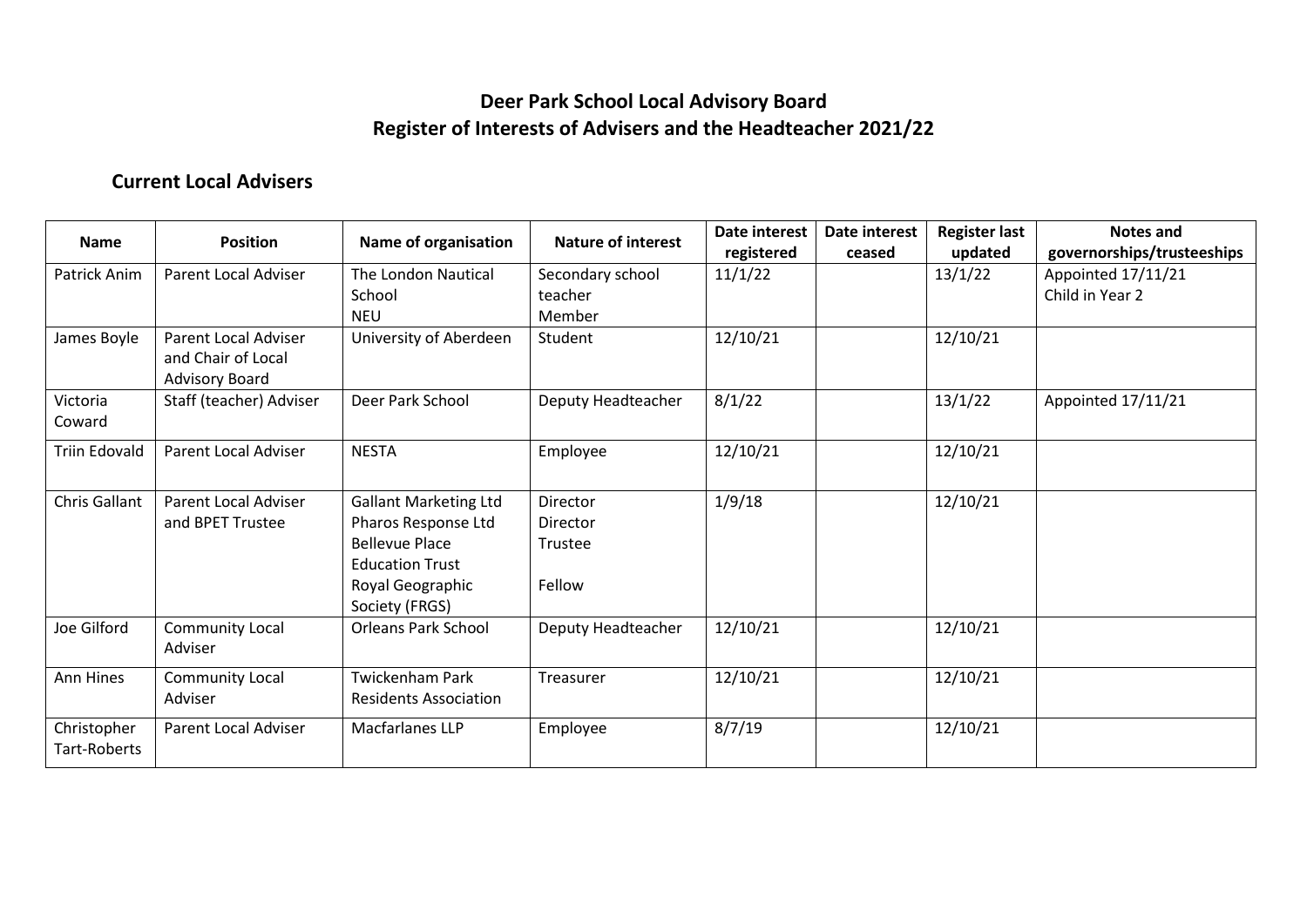# Deer Park School Local Advisory Board
# Register of Interests of Advisers and the Headteacher 2021/22

## Current Local Advisers

| Name | Position | Name of organisation | Nature of interest | Date interest registered | Date interest ceased | Register last updated | Notes and governorships/trusteeships |
|---|---|---|---|---|---|---|---|
| Patrick Anim | Parent Local Adviser | The London Nautical School<br>NEU | Secondary school teacher<br>Member | 11/1/22 | | 13/1/22 | Appointed 17/11/21<br>Child in Year 2 |
| James Boyle | Parent Local Adviser and Chair of Local Advisory Board | University of Aberdeen | Student | 12/10/21 | | 12/10/21 | |
| Victoria Coward | Staff (teacher) Adviser | Deer Park School | Deputy Headteacher | 8/1/22 | | 13/1/22 | Appointed 17/11/21 |
| Triin Edovald | Parent Local Adviser | NESTA | Employee | 12/10/21 | | 12/10/21 | |
| Chris Gallant | Parent Local Adviser and BPET Trustee | Gallant Marketing Ltd<br>Pharos Response Ltd<br>Bellevue Place Education Trust<br>Royal Geographic Society (FRGS) | Director<br>Director<br>Trustee<br>Fellow | 1/9/18 | | 12/10/21 | |
| Joe Gilford | Community Local Adviser | Orleans Park School | Deputy Headteacher | 12/10/21 | | 12/10/21 | |
| Ann Hines | Community Local Adviser | Twickenham Park Residents Association | Treasurer | 12/10/21 | | 12/10/21 | |
| Christopher Tart-Roberts | Parent Local Adviser | Macfarlanes LLP | Employee | 8/7/19 | | 12/10/21 | |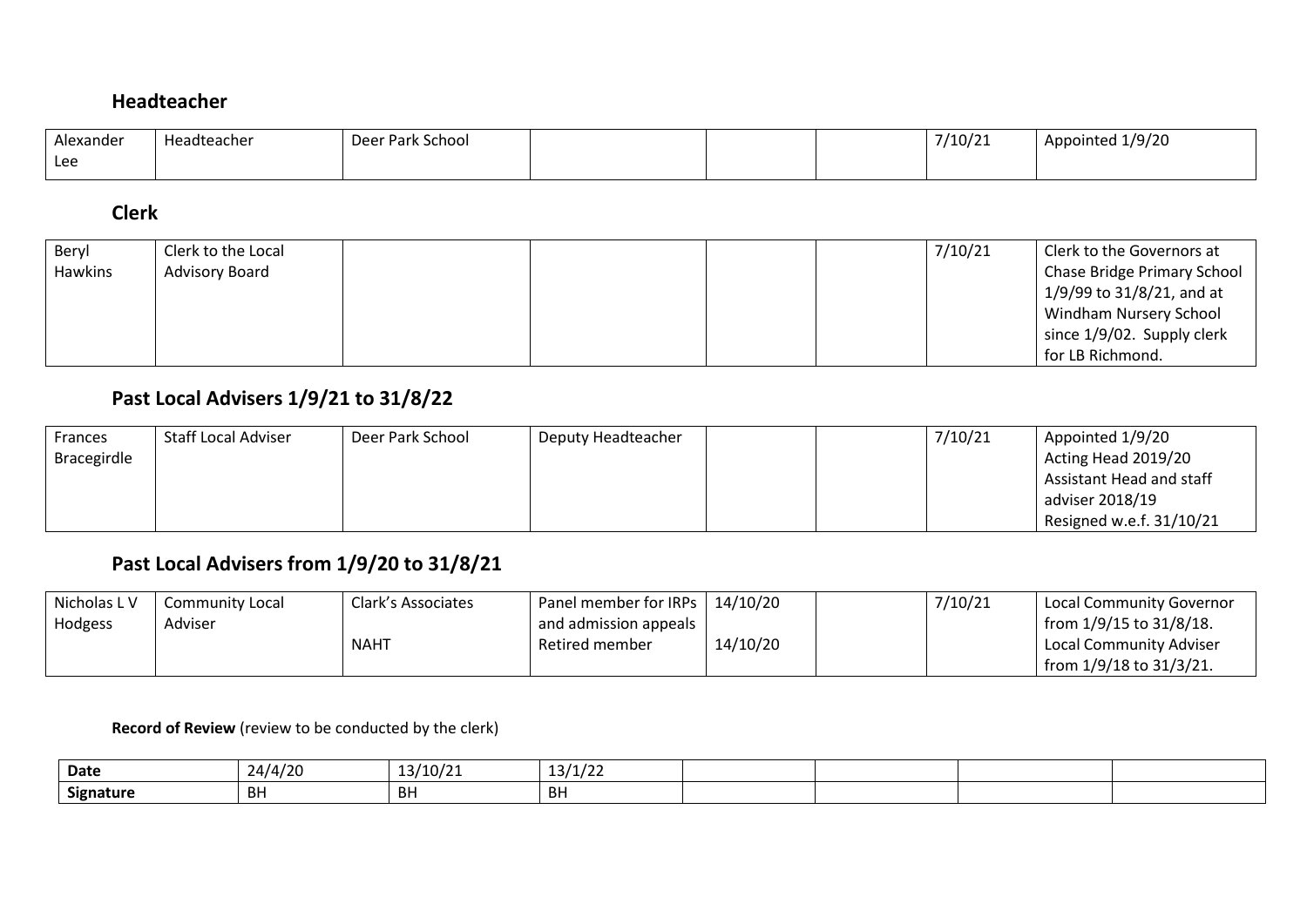## Headteacher

| | | | | | | | |
|---|---|---|---|---|---|---|---|
| Alexander Lee | Headteacher | Deer Park School | | | | 7/10/21 | Appointed 1/9/20 |

## Clerk

| | | | | | | | |
|---|---|---|---|---|---|---|---|
| Beryl Hawkins | Clerk to the Local Advisory Board | | | | | 7/10/21 | Clerk to the Governors at Chase Bridge Primary School 1/9/99 to 31/8/21, and at Windham Nursery School since 1/9/02. Supply clerk for LB Richmond. |

## Past Local Advisers 1/9/21 to 31/8/22

| | | | | | | | |
|---|---|---|---|---|---|---|---|
| Frances Bracegirdle | Staff Local Adviser | Deer Park School | Deputy Headteacher | | | 7/10/21 | Appointed 1/9/20<br>Acting Head 2019/20<br>Assistant Head and staff adviser 2018/19<br>Resigned w.e.f. 31/10/21 |

## Past Local Advisers from 1/9/20 to 31/8/21

| | | | | | | | |
|---|---|---|---|---|---|---|---|
| Nicholas L V Hodgess | Community Local Adviser | Clark's Associates<br><br>NAHT | Panel member for IRPs and admission appeals<br>Retired member | 14/10/20<br><br>14/10/20 | | 7/10/21 | Local Community Governor from 1/9/15 to 31/8/18.<br>Local Community Adviser from 1/9/18 to 31/3/21. |

**Record of Review** (review to be conducted by the clerk)

| | | | | | | | |
|---|---|---|---|---|---|---|---|
| **Date** | 24/4/20 | 13/10/21 | 13/1/22 | | | | |
| **Signature** | BH | BH | BH | | | | |